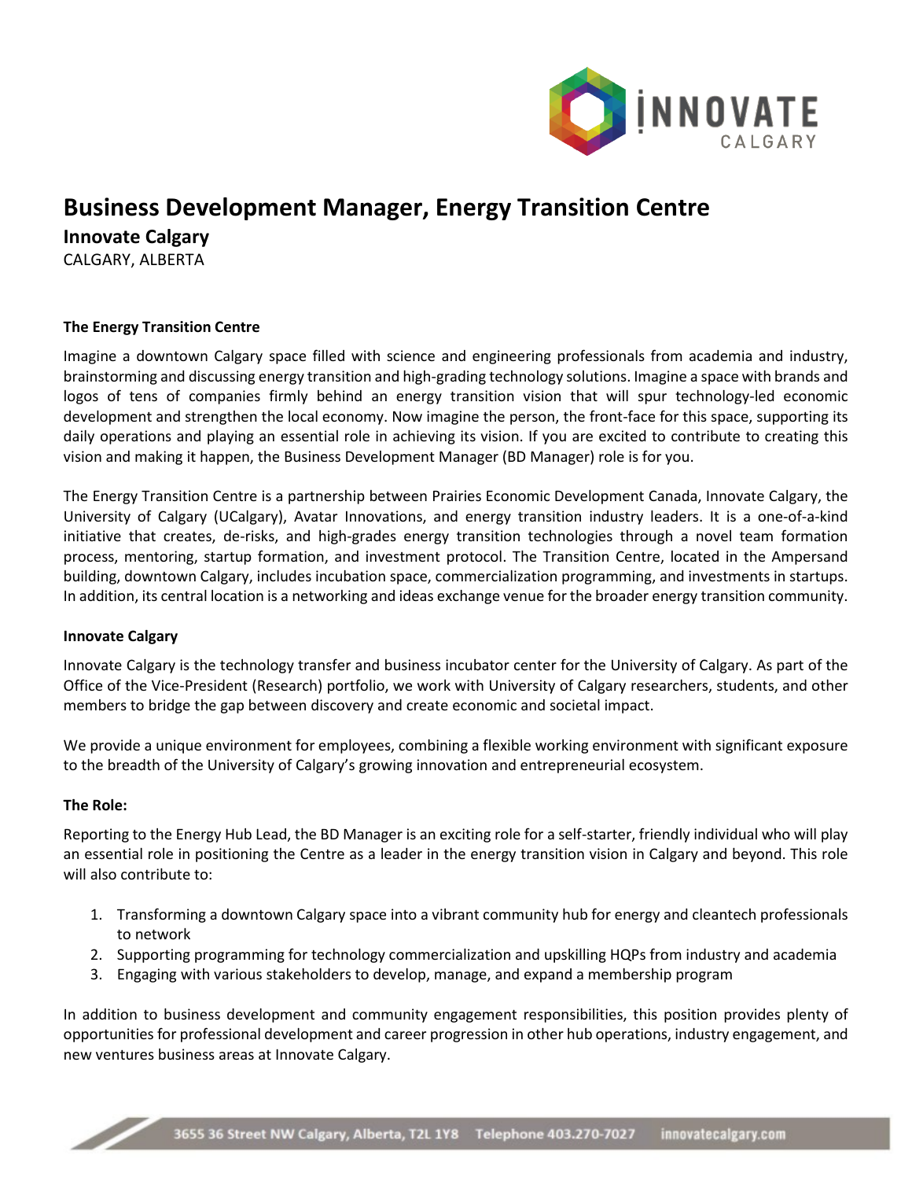# Business Development Manager, Energy Transition Centre

## Innovate Calgary

CALGARY, ALBERTA

**The Energy Transition Centre**

Imagine a downtown Calgary space filled with science and engineering professionals from academia and industry, brainstorming and discussing energy transition and high-grading technology solutions. Imagine a space with brands and logos of tens of companies firmly behind an energy transition vision that will spur technology-led economic development and strengthen the local economy. Now imagine the person, the front-face for this space, supporting its daily operations and playing an essential role in achieving its vision. If you are excited to contribute to creating this vision and making it happen, the Business Development Manager (BD Manager) role is for you.

The Energy Transition Centre is a partnership between Prairies Economic Development Canada, Innovate Calgary, the University of Calgary (UCalgary), Avatar Innovations, and energy transition industry leaders. It is a one-of-a-kind initiative that creates, de-risks, and high-grades energy transition technologies through a novel team formation process, mentoring, startup formation, and investment protocol. The Transition Centre, located in the Ampersand building, downtown Calgary, includes incubation space, commercialization programming, and investments in startups. In addition, its central location is a networking and ideas exchange venue for the broader energy transition community.

**Innovate Calgary**

Innovate Calgary is the technology transfer and business incubator center for the University of Calgary. As part of the Office of the Vice-President (Research) portfolio, we work with University of Calgary researchers, students, and other members to bridge the gap between discovery and create economic and societal impact.

We provide a unique environment for employees, combining a flexible working environment with significant exposure to the breadth of the University of Calgary's growing innovation and entrepreneurial ecosystem.

**The Role:**

Reporting to the Energy Hub Lead, the BD Manager is an exciting role for a self-starter, friendly individual who will play an essential role in positioning the Centre as a leader in the energy transition vision in Calgary and beyond. This role will also contribute to:

1. Transforming a downtown Calgary space into a vibrant community hub for energy and cleantech professionals to network
2. Supporting programming for technology commercialization and upskilling HQPs from industry and academia
3. Engaging with various stakeholders to develop, manage, and expand a membership program

In addition to business development and community engagement responsibilities, this position provides plenty of opportunities for professional development and career progression in other hub operations, industry engagement, and new ventures business areas at Innovate Calgary.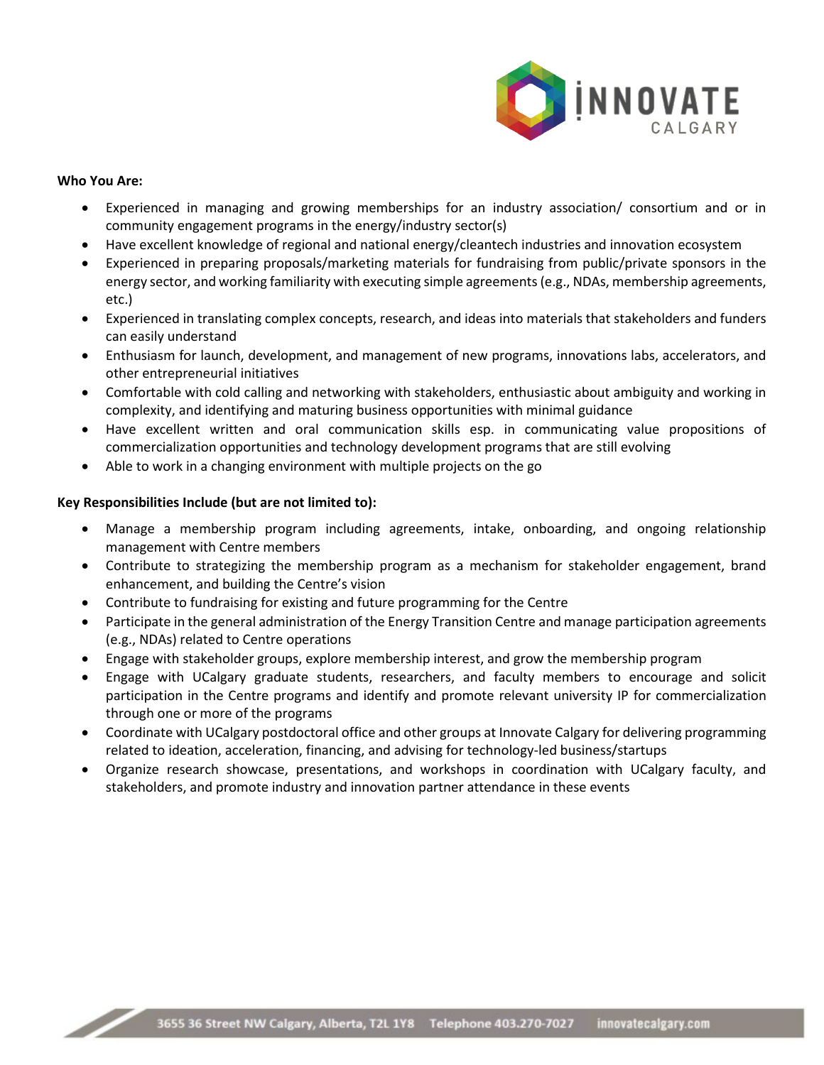**Who You Are:**

- Experienced in managing and growing memberships for an industry association/ consortium and or in community engagement programs in the energy/industry sector(s)
- Have excellent knowledge of regional and national energy/cleantech industries and innovation ecosystem
- Experienced in preparing proposals/marketing materials for fundraising from public/private sponsors in the energy sector, and working familiarity with executing simple agreements (e.g., NDAs, membership agreements, etc.)
- Experienced in translating complex concepts, research, and ideas into materials that stakeholders and funders can easily understand
- Enthusiasm for launch, development, and management of new programs, innovations labs, accelerators, and other entrepreneurial initiatives
- Comfortable with cold calling and networking with stakeholders, enthusiastic about ambiguity and working in complexity, and identifying and maturing business opportunities with minimal guidance
- Have excellent written and oral communication skills esp. in communicating value propositions of commercialization opportunities and technology development programs that are still evolving
- Able to work in a changing environment with multiple projects on the go

**Key Responsibilities Include (but are not limited to):**

- Manage a membership program including agreements, intake, onboarding, and ongoing relationship management with Centre members
- Contribute to strategizing the membership program as a mechanism for stakeholder engagement, brand enhancement, and building the Centre's vision
- Contribute to fundraising for existing and future programming for the Centre
- Participate in the general administration of the Energy Transition Centre and manage participation agreements (e.g., NDAs) related to Centre operations
- Engage with stakeholder groups, explore membership interest, and grow the membership program
- Engage with UCalgary graduate students, researchers, and faculty members to encourage and solicit participation in the Centre programs and identify and promote relevant university IP for commercialization through one or more of the programs
- Coordinate with UCalgary postdoctoral office and other groups at Innovate Calgary for delivering programming related to ideation, acceleration, financing, and advising for technology-led business/startups
- Organize research showcase, presentations, and workshops in coordination with UCalgary faculty, and stakeholders, and promote industry and innovation partner attendance in these events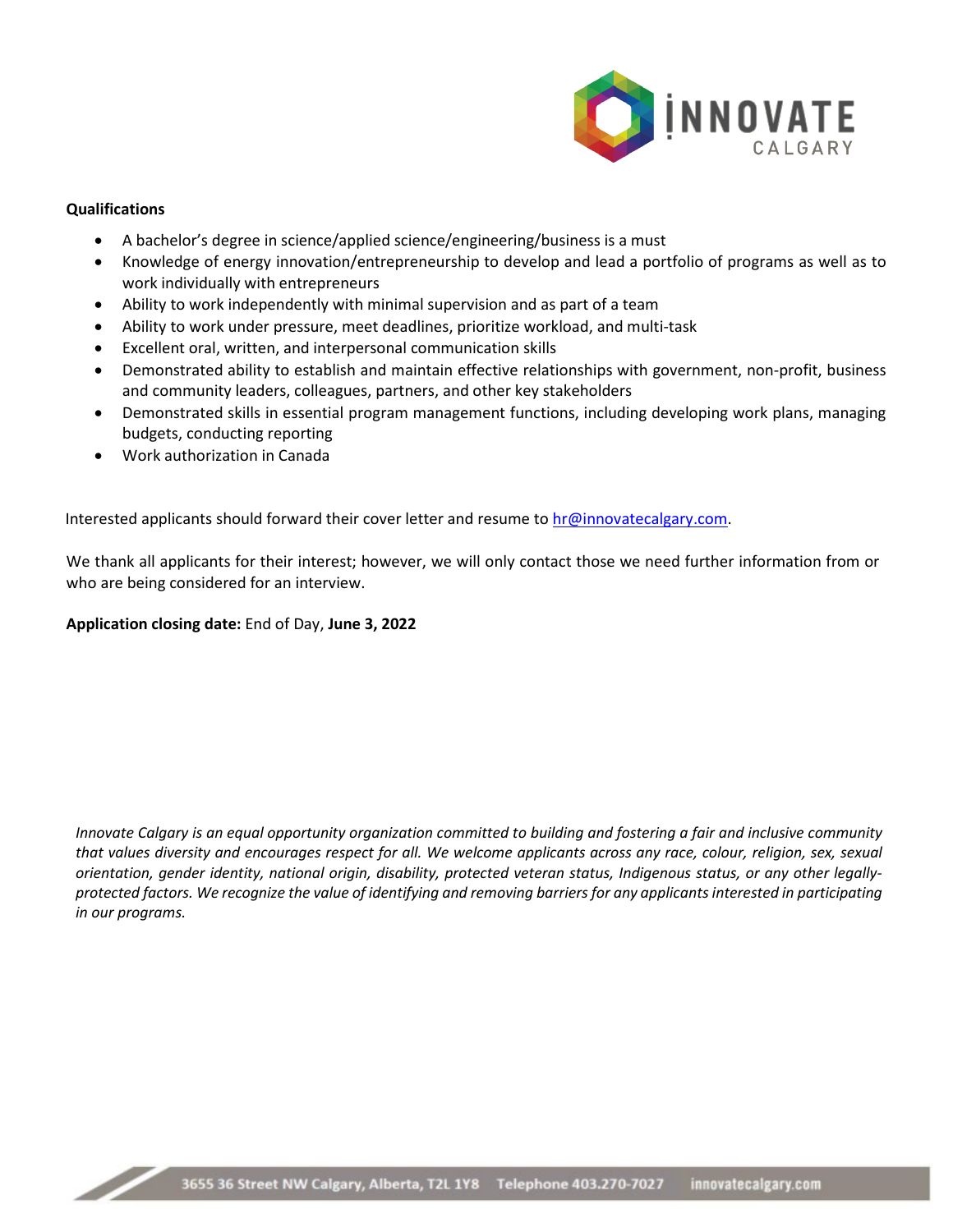**Qualifications**

- A bachelor's degree in science/applied science/engineering/business is a must
- Knowledge of energy innovation/entrepreneurship to develop and lead a portfolio of programs as well as to work individually with entrepreneurs
- Ability to work independently with minimal supervision and as part of a team
- Ability to work under pressure, meet deadlines, prioritize workload, and multi-task
- Excellent oral, written, and interpersonal communication skills
- Demonstrated ability to establish and maintain effective relationships with government, non-profit, business and community leaders, colleagues, partners, and other key stakeholders
- Demonstrated skills in essential program management functions, including developing work plans, managing budgets, conducting reporting
- Work authorization in Canada

Interested applicants should forward their cover letter and resume to [hr@innovatecalgary.com](mailto:hr@innovatecalgary.com).

We thank all applicants for their interest; however, we will only contact those we need further information from or who are being considered for an interview.

**Application closing date:** End of Day, **June 3, 2022**

*Innovate Calgary is an equal opportunity organization committed to building and fostering a fair and inclusive community that values diversity and encourages respect for all. We welcome applicants across any race, colour, religion, sex, sexual orientation, gender identity, national origin, disability, protected veteran status, Indigenous status, or any other legally-protected factors. We recognize the value of identifying and removing barriers for any applicants interested in participating in our programs.*